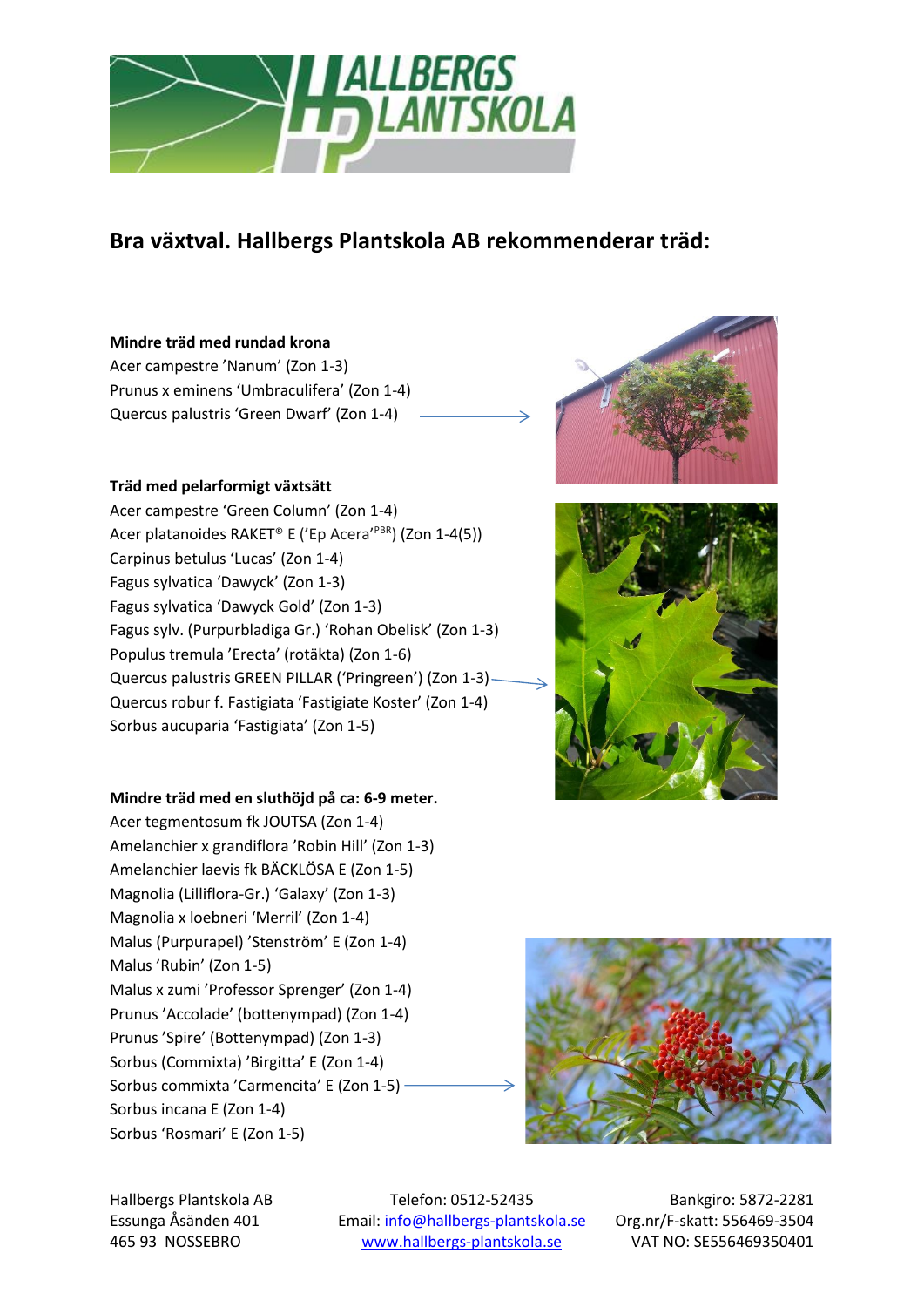## Bra växtval. Hallbergs Plantskola AB rekommenderar träd:

**Mindre träd med rundad krona**

Acer campestre 'Nanum' (Zon 1-3)
Prunus x eminens 'Umbraculifera' (Zon 1-4)
Quercus palustris 'Green Dwarf' (Zon 1-4)

**Träd med pelarformigt växtsätt**

Acer campestre 'Green Column' (Zon 1-4)
Acer platanoides RAKET® E ('Ep Acera'[PBR]) (Zon 1-4(5))
Carpinus betulus 'Lucas' (Zon 1-4)
Fagus sylvatica 'Dawyck' (Zon 1-3)
Fagus sylvatica 'Dawyck Gold' (Zon 1-3)
Fagus sylv. (Purpurbladiga Gr.) 'Rohan Obelisk' (Zon 1-3)
Populus tremula 'Erecta' (rotäkta) (Zon 1-6)
Quercus palustris GREEN PILLAR ('Pringreen') (Zon 1-3)
Quercus robur f. Fastigiata 'Fastigiate Koster' (Zon 1-4)
Sorbus aucuparia 'Fastigiata' (Zon 1-5)

**Mindre träd med en sluthöjd på ca: 6-9 meter.**

Acer tegmentosum fk JOUTSA (Zon 1-4)
Amelanchier x grandiflora 'Robin Hill' (Zon 1-3)
Amelanchier laevis fk BÄCKLÖSA E (Zon 1-5)
Magnolia (Lilliflora-Gr.) 'Galaxy' (Zon 1-3)
Magnolia x loebneri 'Merril' (Zon 1-4)
Malus (Purpurapel) 'Stenström' E (Zon 1-4)
Malus 'Rubin' (Zon 1-5)
Malus x zumi 'Professor Sprenger' (Zon 1-4)
Prunus 'Accolade' (bottenympad) (Zon 1-4)
Prunus 'Spire' (Bottenympad) (Zon 1-3)
Sorbus (Commixta) 'Birgitta' E (Zon 1-4)
Sorbus commixta 'Carmencita' E (Zon 1-5)
Sorbus incana E (Zon 1-4)
Sorbus 'Rosmari' E (Zon 1-5)

Hallbergs Plantskola AB
Essunga Åsänden 401
465 93 NOSSEBRO

Telefon: 0512-52435
Email: info@hallbergs-plantskola.se
www.hallbergs-plantskola.se

Bankgiro: 5872-2281
Org.nr/F-skatt: 556469-3504
VAT NO: SE556469350401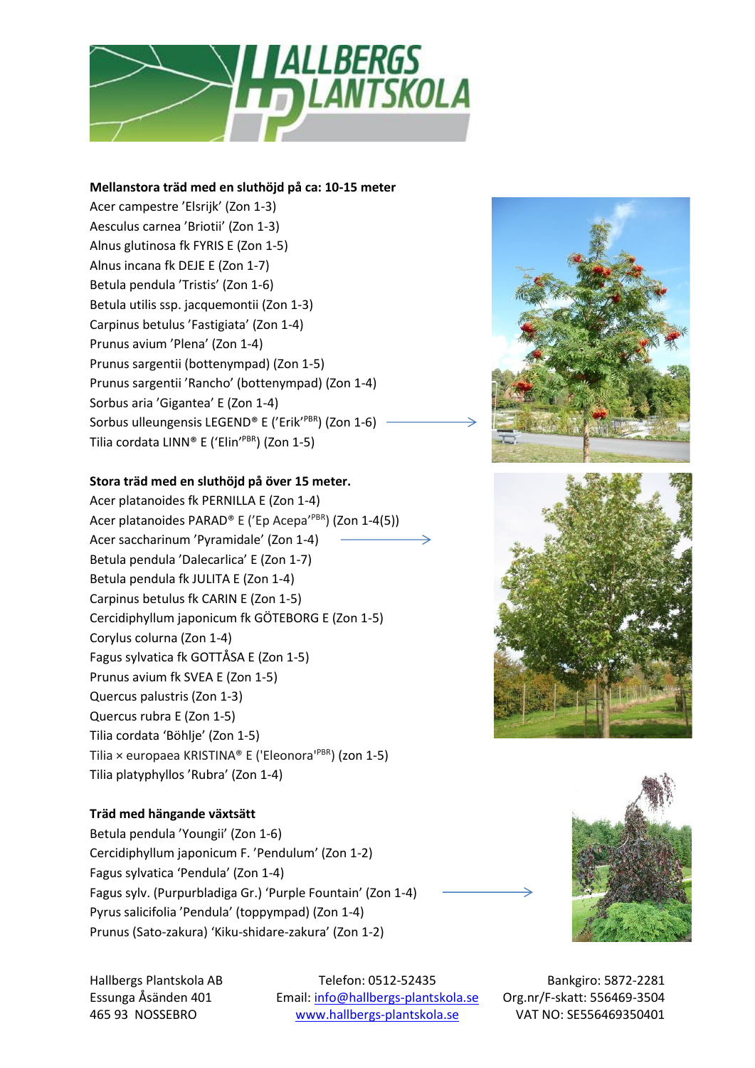**Mellanstora träd med en sluthöjd på ca: 10-15 meter**

Acer campestre 'Elsrijk' (Zon 1-3)
Aesculus carnea 'Briotii' (Zon 1-3)
Alnus glutinosa fk FYRIS E (Zon 1-5)
Alnus incana fk DEJE E (Zon 1-7)
Betula pendula 'Tristis' (Zon 1-6)
Betula utilis ssp. jacquemontii (Zon 1-3)
Carpinus betulus 'Fastigiata' (Zon 1-4)
Prunus avium 'Plena' (Zon 1-4)
Prunus sargentii (bottenympad) (Zon 1-5)
Prunus sargentii 'Rancho' (bottenympad) (Zon 1-4)
Sorbus aria 'Gigantea' E (Zon 1-4)
Sorbus ulleungensis LEGEND® E ('Erik'PBR) (Zon 1-6)
Tilia cordata LINN® E ('Elin'PBR) (Zon 1-5)

**Stora träd med en sluthöjd på över 15 meter.**

Acer platanoides fk PERNILLA E (Zon 1-4)
Acer platanoides PARAD® E ('Ep Acepa'PBR) (Zon 1-4(5))
Acer saccharinum 'Pyramidale' (Zon 1-4)
Betula pendula 'Dalecarlica' E (Zon 1-7)
Betula pendula fk JULITA E (Zon 1-4)
Carpinus betulus fk CARIN E (Zon 1-5)
Cercidiphyllum japonicum fk GÖTEBORG E (Zon 1-5)
Corylus colurna (Zon 1-4)
Fagus sylvatica fk GOTTÅSA E (Zon 1-5)
Prunus avium fk SVEA E (Zon 1-5)
Quercus palustris (Zon 1-3)
Quercus rubra E (Zon 1-5)
Tilia cordata 'Böhlje' (Zon 1-5)
Tilia × europaea KRISTINA® E ('Eleonora'PBR) (zon 1-5)
Tilia platyphyllos 'Rubra' (Zon 1-4)

**Träd med hängande växtsätt**

Betula pendula 'Youngii' (Zon 1-6)
Cercidiphyllum japonicum F. 'Pendulum' (Zon 1-2)
Fagus sylvatica 'Pendula' (Zon 1-4)
Fagus sylv. (Purpurbladiga Gr.) 'Purple Fountain' (Zon 1-4)
Pyrus salicifolia 'Pendula' (toppympad) (Zon 1-4)
Prunus (Sato-zakura) 'Kiku-shidare-zakura' (Zon 1-2)

Hallbergs Plantskola AB
Essunga Åsänden 401
465 93 NOSSEBRO

Telefon: 0512-52435
Email: info@hallbergs-plantskola.se
www.hallbergs-plantskola.se

Bankgiro: 5872-2281
Org.nr/F-skatt: 556469-3504
VAT NO: SE556469350401